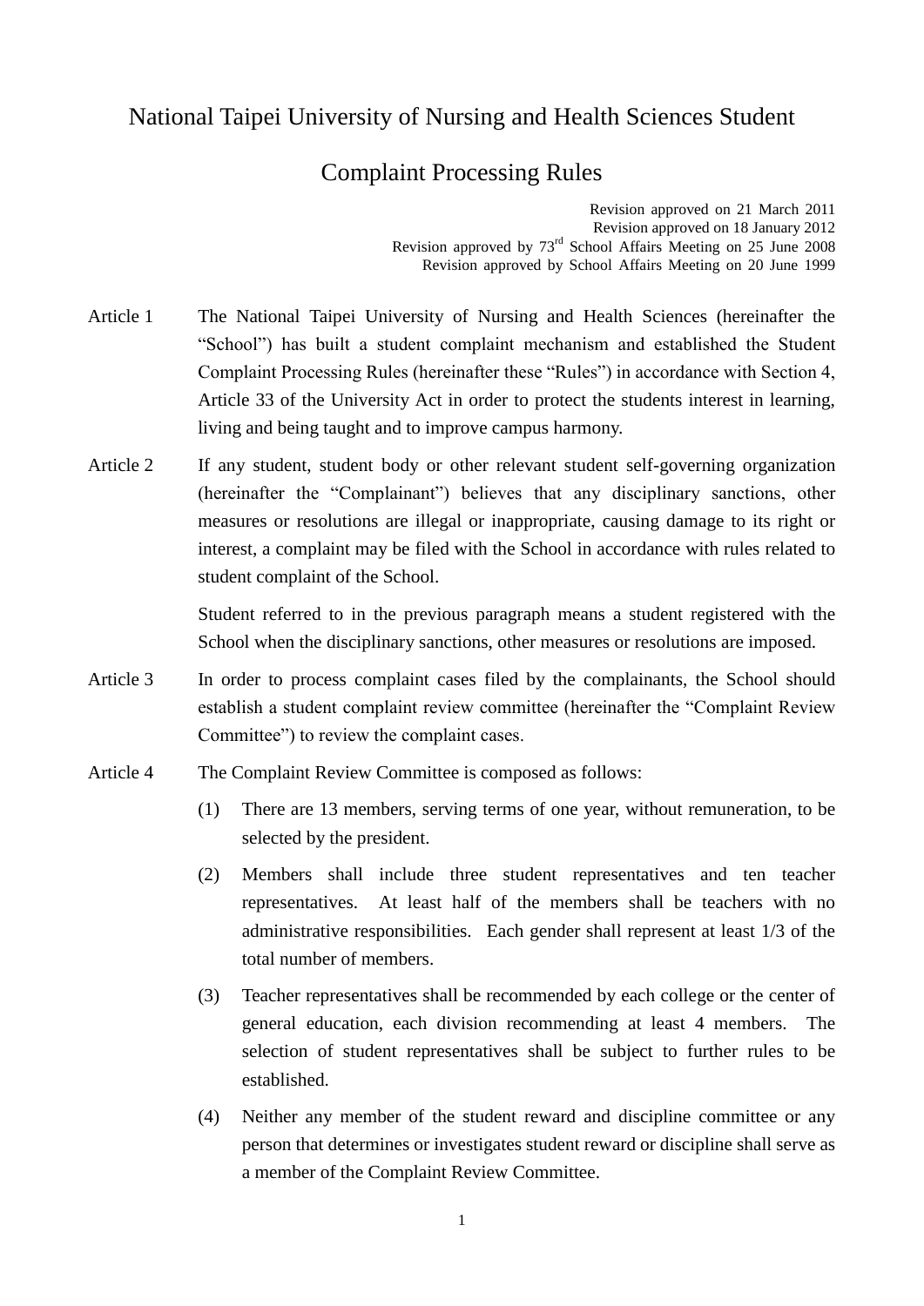# National Taipei University of Nursing and Health Sciences Student Complaint Processing Rules

Revision approved on 21 March 2011
Revision approved on 18 January 2012
Revision approved by 73rd School Affairs Meeting on 25 June 2008
Revision approved by School Affairs Meeting on 20 June 1999

**Article 1** The National Taipei University of Nursing and Health Sciences (hereinafter the "School") has built a student complaint mechanism and established the Student Complaint Processing Rules (hereinafter these "Rules") in accordance with Section 4, Article 33 of the University Act in order to protect the students interest in learning, living and being taught and to improve campus harmony.

**Article 2** If any student, student body or other relevant student self-governing organization (hereinafter the "Complainant") believes that any disciplinary sanctions, other measures or resolutions are illegal or inappropriate, causing damage to its right or interest, a complaint may be filed with the School in accordance with rules related to student complaint of the School.

Student referred to in the previous paragraph means a student registered with the School when the disciplinary sanctions, other measures or resolutions are imposed.

**Article 3** In order to process complaint cases filed by the complainants, the School should establish a student complaint review committee (hereinafter the "Complaint Review Committee") to review the complaint cases.

**Article 4** The Complaint Review Committee is composed as follows:

(1) There are 13 members, serving terms of one year, without remuneration, to be selected by the president.

(2) Members shall include three student representatives and ten teacher representatives. At least half of the members shall be teachers with no administrative responsibilities. Each gender shall represent at least 1/3 of the total number of members.

(3) Teacher representatives shall be recommended by each college or the center of general education, each division recommending at least 4 members. The selection of student representatives shall be subject to further rules to be established.

(4) Neither any member of the student reward and discipline committee or any person that determines or investigates student reward or discipline shall serve as a member of the Complaint Review Committee.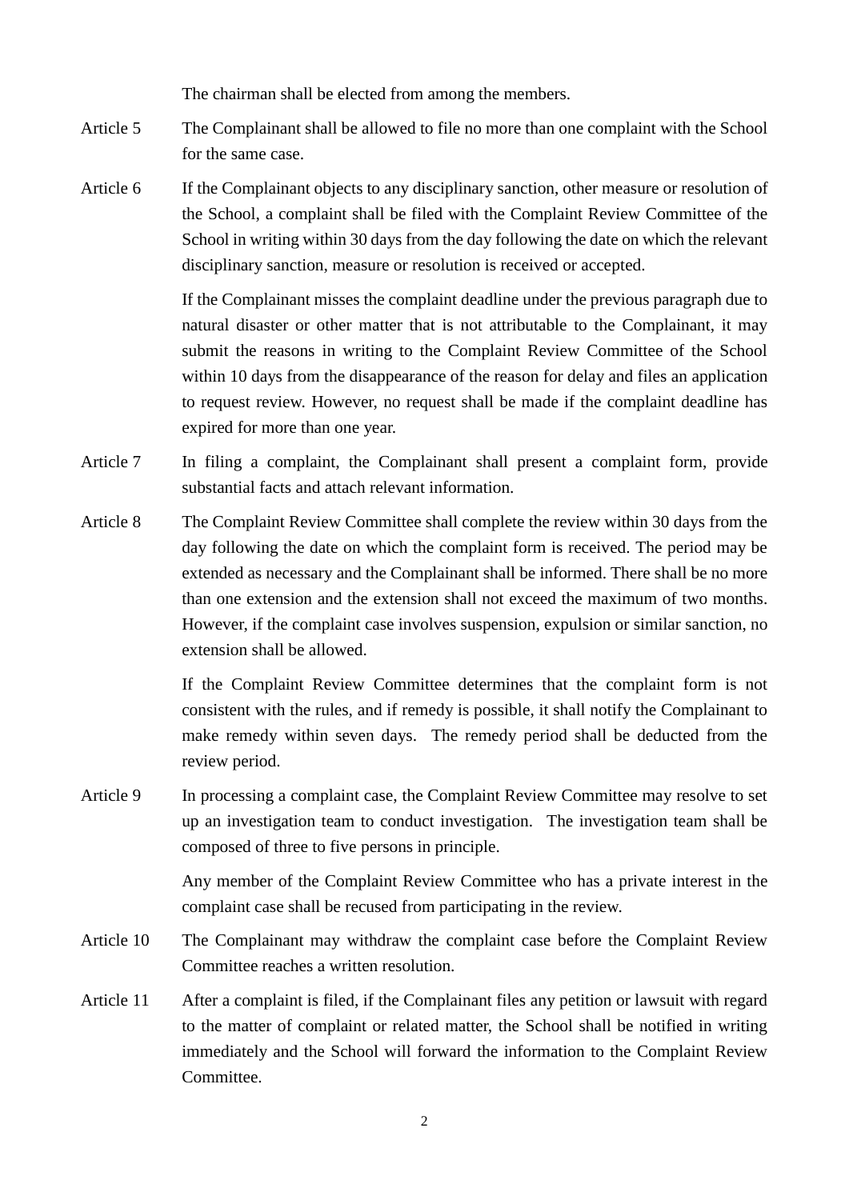The chairman shall be elected from among the members.

**Article 5** The Complainant shall be allowed to file no more than one complaint with the School for the same case.

**Article 6** If the Complainant objects to any disciplinary sanction, other measure or resolution of the School, a complaint shall be filed with the Complaint Review Committee of the School in writing within 30 days from the day following the date on which the relevant disciplinary sanction, measure or resolution is received or accepted.

If the Complainant misses the complaint deadline under the previous paragraph due to natural disaster or other matter that is not attributable to the Complainant, it may submit the reasons in writing to the Complaint Review Committee of the School within 10 days from the disappearance of the reason for delay and files an application to request review. However, no request shall be made if the complaint deadline has expired for more than one year.

**Article 7** In filing a complaint, the Complainant shall present a complaint form, provide substantial facts and attach relevant information.

**Article 8** The Complaint Review Committee shall complete the review within 30 days from the day following the date on which the complaint form is received. The period may be extended as necessary and the Complainant shall be informed. There shall be no more than one extension and the extension shall not exceed the maximum of two months. However, if the complaint case involves suspension, expulsion or similar sanction, no extension shall be allowed.

If the Complaint Review Committee determines that the complaint form is not consistent with the rules, and if remedy is possible, it shall notify the Complainant to make remedy within seven days. The remedy period shall be deducted from the review period.

**Article 9** In processing a complaint case, the Complaint Review Committee may resolve to set up an investigation team to conduct investigation. The investigation team shall be composed of three to five persons in principle.

Any member of the Complaint Review Committee who has a private interest in the complaint case shall be recused from participating in the review.

**Article 10** The Complainant may withdraw the complaint case before the Complaint Review Committee reaches a written resolution.

**Article 11** After a complaint is filed, if the Complainant files any petition or lawsuit with regard to the matter of complaint or related matter, the School shall be notified in writing immediately and the School will forward the information to the Complaint Review Committee.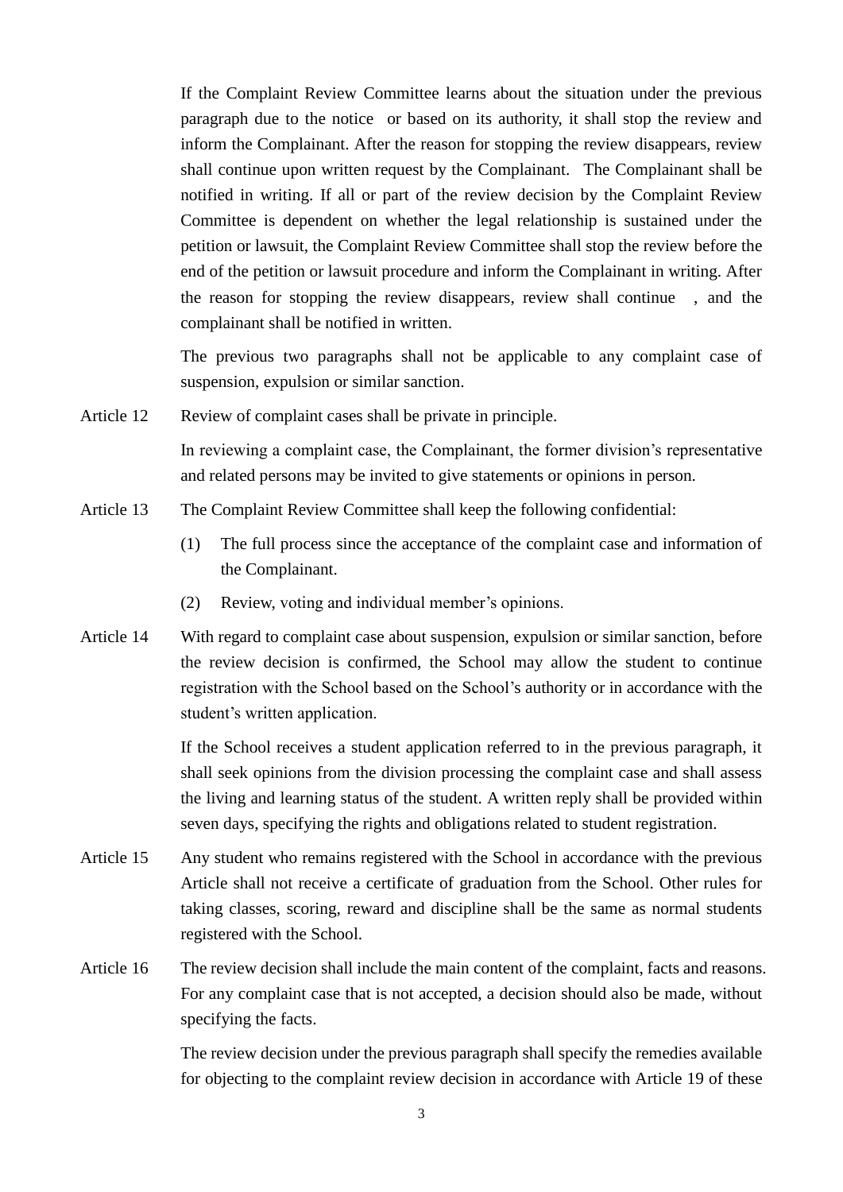If the Complaint Review Committee learns about the situation under the previous paragraph due to the notice or based on its authority, it shall stop the review and inform the Complainant. After the reason for stopping the review disappears, review shall continue upon written request by the Complainant. The Complainant shall be notified in writing. If all or part of the review decision by the Complaint Review Committee is dependent on whether the legal relationship is sustained under the petition or lawsuit, the Complaint Review Committee shall stop the review before the end of the petition or lawsuit procedure and inform the Complainant in writing. After the reason for stopping the review disappears, review shall continue , and the complainant shall be notified in written.

The previous two paragraphs shall not be applicable to any complaint case of suspension, expulsion or similar sanction.

Article 12 Review of complaint cases shall be private in principle.

In reviewing a complaint case, the Complainant, the former division's representative and related persons may be invited to give statements or opinions in person.

Article 13 The Complaint Review Committee shall keep the following confidential:

(1) The full process since the acceptance of the complaint case and information of the Complainant.

(2) Review, voting and individual member's opinions.

Article 14 With regard to complaint case about suspension, expulsion or similar sanction, before the review decision is confirmed, the School may allow the student to continue registration with the School based on the School's authority or in accordance with the student's written application.

If the School receives a student application referred to in the previous paragraph, it shall seek opinions from the division processing the complaint case and shall assess the living and learning status of the student. A written reply shall be provided within seven days, specifying the rights and obligations related to student registration.

Article 15 Any student who remains registered with the School in accordance with the previous Article shall not receive a certificate of graduation from the School. Other rules for taking classes, scoring, reward and discipline shall be the same as normal students registered with the School.

Article 16 The review decision shall include the main content of the complaint, facts and reasons. For any complaint case that is not accepted, a decision should also be made, without specifying the facts.

The review decision under the previous paragraph shall specify the remedies available for objecting to the complaint review decision in accordance with Article 19 of these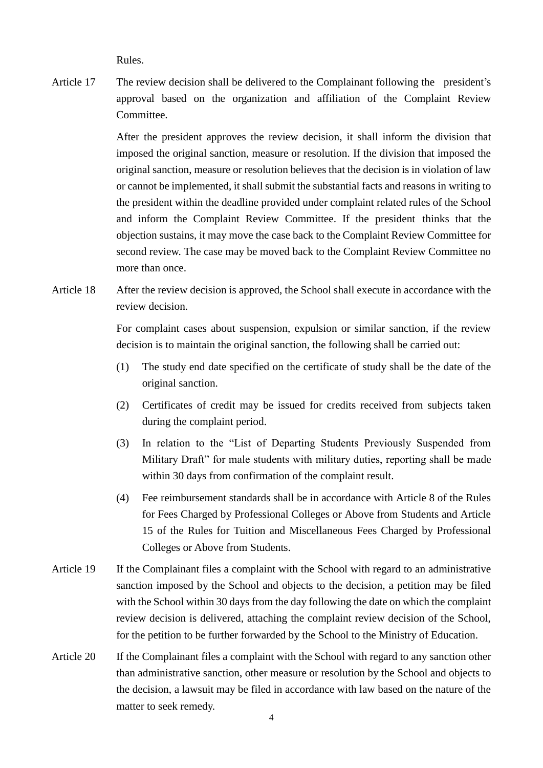Rules.

Article 17 The review decision shall be delivered to the Complainant following the president's approval based on the organization and affiliation of the Complaint Review Committee.

After the president approves the review decision, it shall inform the division that imposed the original sanction, measure or resolution. If the division that imposed the original sanction, measure or resolution believes that the decision is in violation of law or cannot be implemented, it shall submit the substantial facts and reasons in writing to the president within the deadline provided under complaint related rules of the School and inform the Complaint Review Committee. If the president thinks that the objection sustains, it may move the case back to the Complaint Review Committee for second review. The case may be moved back to the Complaint Review Committee no more than once.

Article 18 After the review decision is approved, the School shall execute in accordance with the review decision.

For complaint cases about suspension, expulsion or similar sanction, if the review decision is to maintain the original sanction, the following shall be carried out:

(1) The study end date specified on the certificate of study shall be the date of the original sanction.

(2) Certificates of credit may be issued for credits received from subjects taken during the complaint period.

(3) In relation to the "List of Departing Students Previously Suspended from Military Draft" for male students with military duties, reporting shall be made within 30 days from confirmation of the complaint result.

(4) Fee reimbursement standards shall be in accordance with Article 8 of the Rules for Fees Charged by Professional Colleges or Above from Students and Article 15 of the Rules for Tuition and Miscellaneous Fees Charged by Professional Colleges or Above from Students.

Article 19 If the Complainant files a complaint with the School with regard to an administrative sanction imposed by the School and objects to the decision, a petition may be filed with the School within 30 days from the day following the date on which the complaint review decision is delivered, attaching the complaint review decision of the School, for the petition to be further forwarded by the School to the Ministry of Education.

Article 20 If the Complainant files a complaint with the School with regard to any sanction other than administrative sanction, other measure or resolution by the School and objects to the decision, a lawsuit may be filed in accordance with law based on the nature of the matter to seek remedy.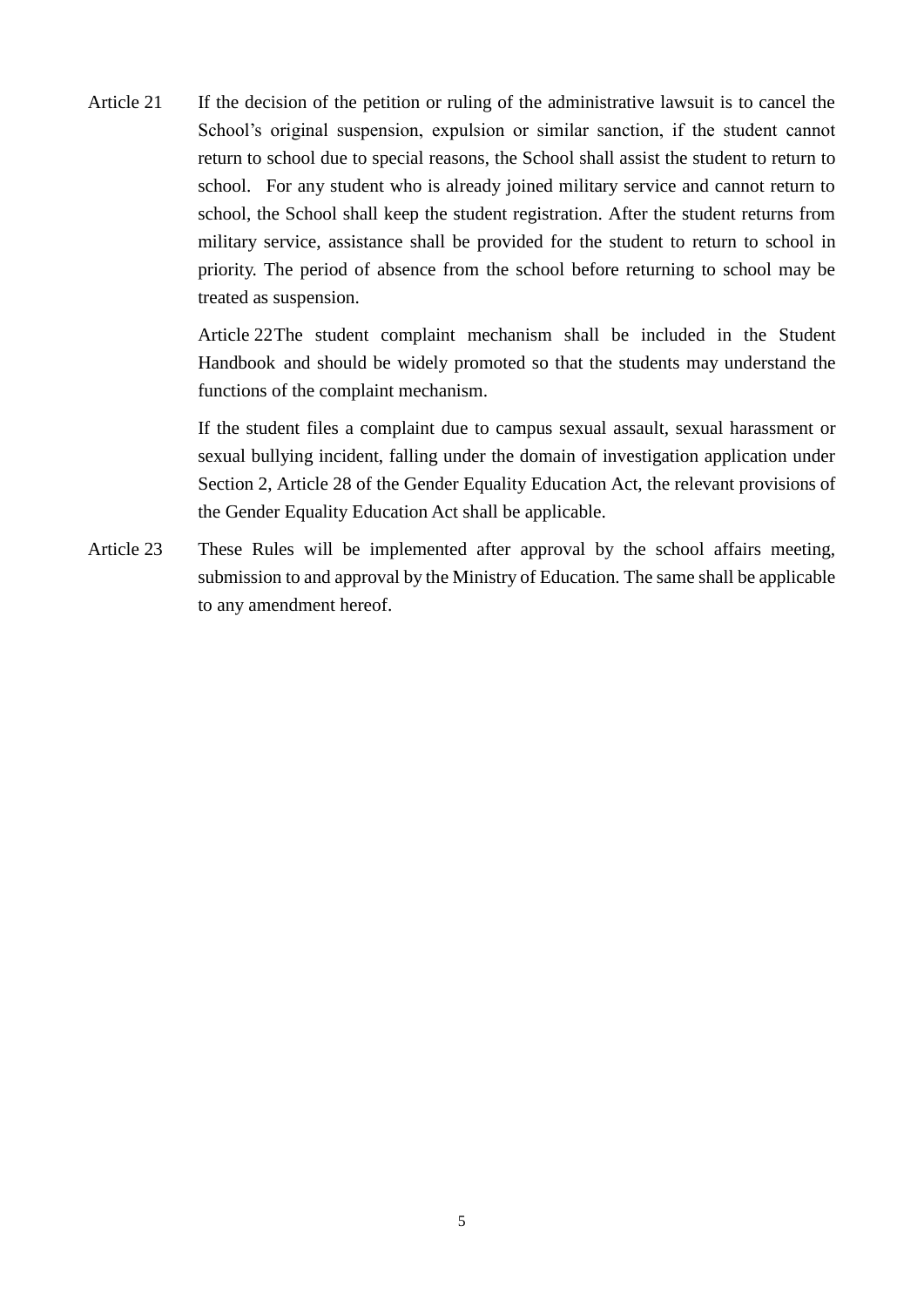Article 21 If the decision of the petition or ruling of the administrative lawsuit is to cancel the School's original suspension, expulsion or similar sanction, if the student cannot return to school due to special reasons, the School shall assist the student to return to school. For any student who is already joined military service and cannot return to school, the School shall keep the student registration. After the student returns from military service, assistance shall be provided for the student to return to school in priority. The period of absence from the school before returning to school may be treated as suspension.

Article 22 The student complaint mechanism shall be included in the Student Handbook and should be widely promoted so that the students may understand the functions of the complaint mechanism.

If the student files a complaint due to campus sexual assault, sexual harassment or sexual bullying incident, falling under the domain of investigation application under Section 2, Article 28 of the Gender Equality Education Act, the relevant provisions of the Gender Equality Education Act shall be applicable.

Article 23 These Rules will be implemented after approval by the school affairs meeting, submission to and approval by the Ministry of Education. The same shall be applicable to any amendment hereof.